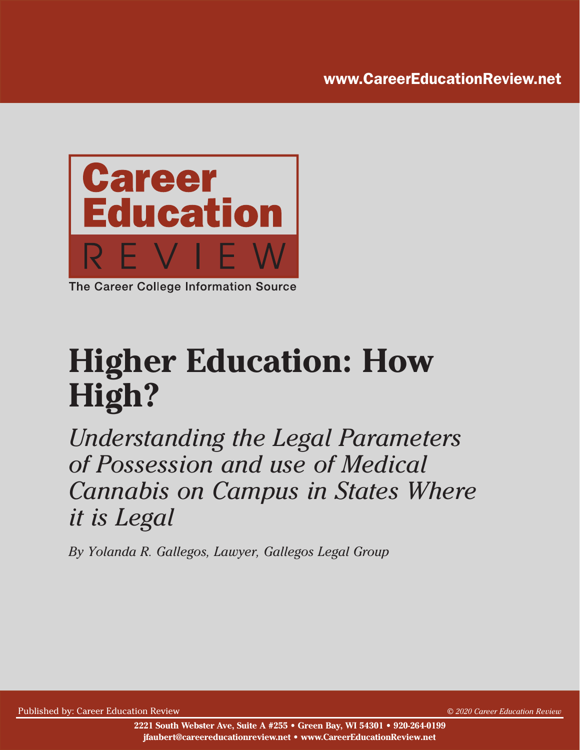www.CareerEducationReview.net

Career Education REVIEW

The Career College Information Source

# Higher Education: How High?

*Understanding the Legal Parameters of Possession and use of Medical Cannabis on Campus in States Where it is Legal*

*By Yolanda R. Gallegos, Lawyer, Gallegos Legal Group*

Published by: Career Education Review

*© 2020 Career Education Review*

**2221 South Webster Ave, Suite A #255 • Green Bay, WI 54301 • 920-264-0199**
**jfaubert@careereducationreview.net • www.CareerEducationReview.net**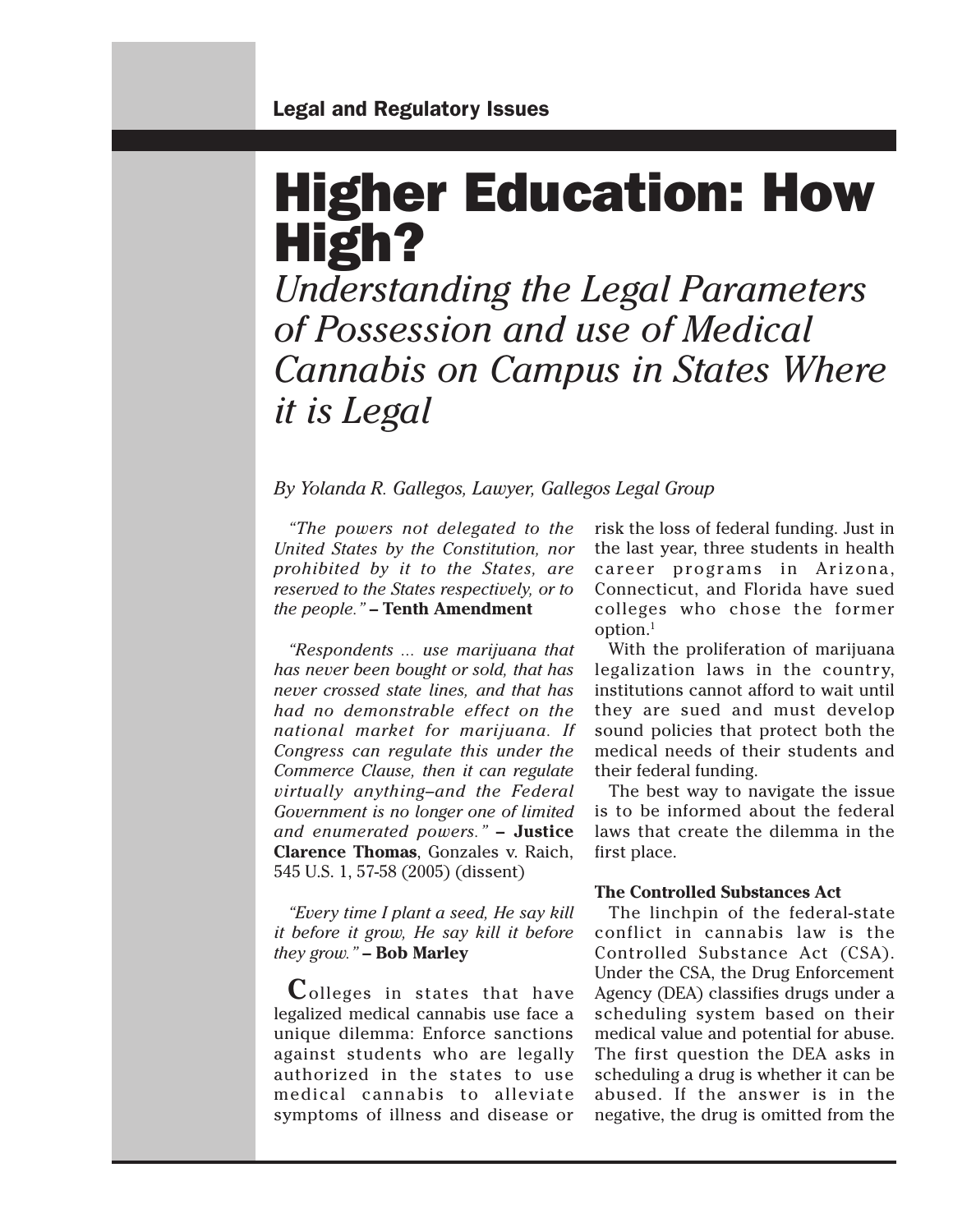Legal and Regulatory Issues

# Higher Education: How High?

## *Understanding the Legal Parameters of Possession and use of Medical Cannabis on Campus in States Where it is Legal*

*By Yolanda R. Gallegos, Lawyer, Gallegos Legal Group*

*"The powers not delegated to the United States by the Constitution, nor prohibited by it to the States, are reserved to the States respectively, or to the people."* **– Tenth Amendment**

*"Respondents ... use marijuana that has never been bought or sold, that has never crossed state lines, and that has had no demonstrable effect on the national market for marijuana. If Congress can regulate this under the Commerce Clause, then it can regulate virtually anything–and the Federal Government is no longer one of limited and enumerated powers."* **– Justice Clarence Thomas**, Gonzales v. Raich, 545 U.S. 1, 57-58 (2005) (dissent)

*"Every time I plant a seed, He say kill it before it grow, He say kill it before they grow."* **– Bob Marley**

Colleges in states that have legalized medical cannabis use face a unique dilemma: Enforce sanctions against students who are legally authorized in the states to use medical cannabis to alleviate symptoms of illness and disease or risk the loss of federal funding. Just in the last year, three students in health career programs in Arizona, Connecticut, and Florida have sued colleges who chose the former option.[1]

With the proliferation of marijuana legalization laws in the country, institutions cannot afford to wait until they are sued and must develop sound policies that protect both the medical needs of their students and their federal funding.

The best way to navigate the issue is to be informed about the federal laws that create the dilemma in the first place.

### The Controlled Substances Act

The linchpin of the federal-state conflict in cannabis law is the Controlled Substance Act (CSA). Under the CSA, the Drug Enforcement Agency (DEA) classifies drugs under a scheduling system based on their medical value and potential for abuse. The first question the DEA asks in scheduling a drug is whether it can be abused. If the answer is in the negative, the drug is omitted from the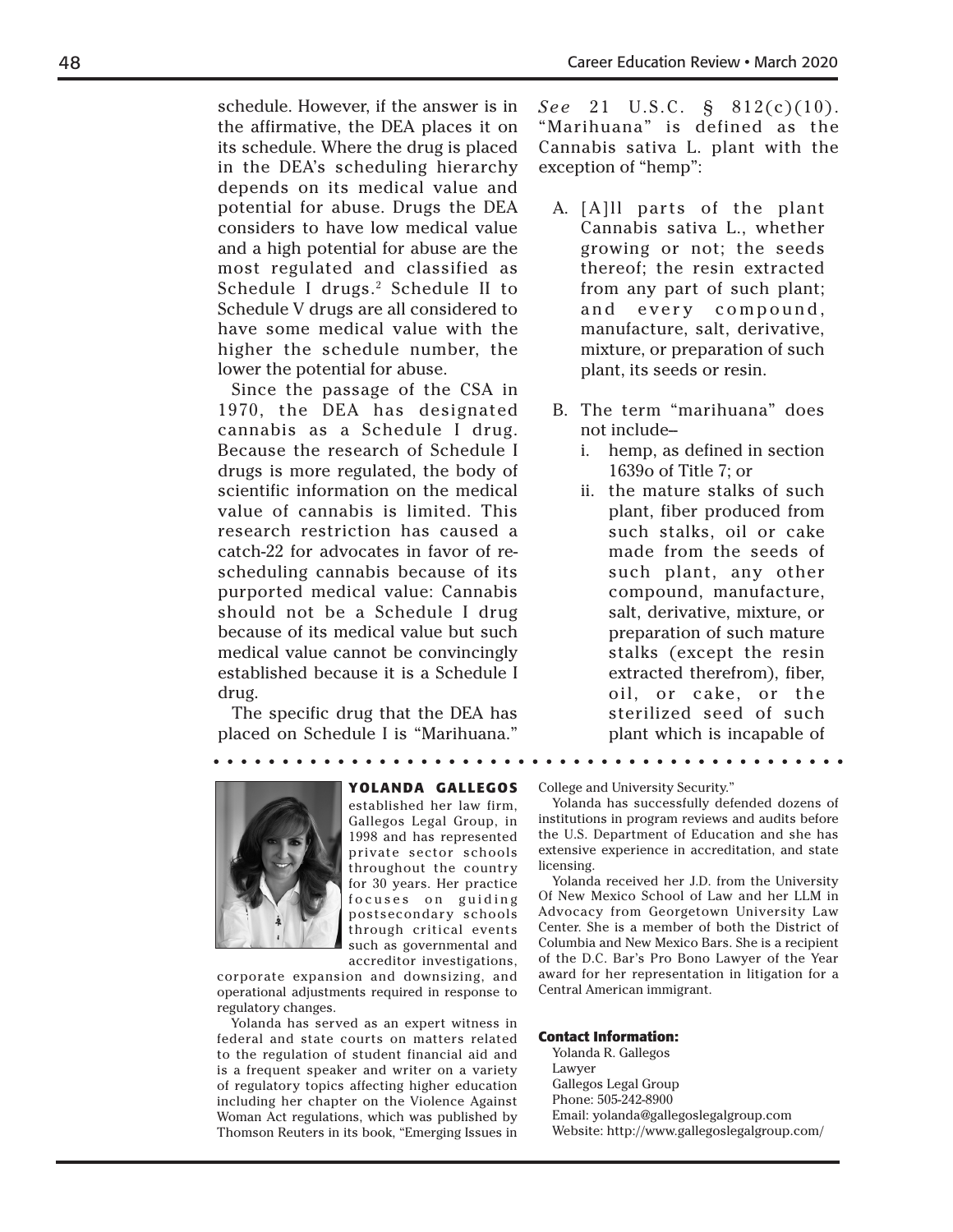schedule. However, if the answer is in the affirmative, the DEA places it on its schedule. Where the drug is placed in the DEA's scheduling hierarchy depends on its medical value and potential for abuse. Drugs the DEA considers to have low medical value and a high potential for abuse are the most regulated and classified as Schedule I drugs.[2] Schedule II to Schedule V drugs are all considered to have some medical value with the higher the schedule number, the lower the potential for abuse.

Since the passage of the CSA in 1970, the DEA has designated cannabis as a Schedule I drug. Because the research of Schedule I drugs is more regulated, the body of scientific information on the medical value of cannabis is limited. This research restriction has caused a catch-22 for advocates in favor of re-scheduling cannabis because of its purported medical value: Cannabis should not be a Schedule I drug because of its medical value but such medical value cannot be convincingly established because it is a Schedule I drug.

The specific drug that the DEA has placed on Schedule I is "Marihuana." *See* 21 U.S.C. § 812(c)(10). "Marihuana" is defined as the Cannabis sativa L. plant with the exception of "hemp":

A. [A]ll parts of the plant Cannabis sativa L., whether growing or not; the seeds thereof; the resin extracted from any part of such plant; and every compound, manufacture, salt, derivative, mixture, or preparation of such plant, its seeds or resin.

B. The term "marihuana" does not include–
   i. hemp, as defined in section 1639o of Title 7; or
   ii. the mature stalks of such plant, fiber produced from such stalks, oil or cake made from the seeds of such plant, any other compound, manufacture, salt, derivative, mixture, or preparation of such mature stalks (except the resin extracted therefrom), fiber, oil, or cake, or the sterilized seed of such plant which is incapable of

---

**YOLANDA GALLEGOS** established her law firm, Gallegos Legal Group, in 1998 and has represented private sector schools throughout the country for 30 years. Her practice focuses on guiding postsecondary schools through critical events such as governmental and accreditor investigations, corporate expansion and downsizing, and operational adjustments required in response to regulatory changes.

Yolanda has served as an expert witness in federal and state courts on matters related to the regulation of student financial aid and is a frequent speaker and writer on a variety of regulatory topics affecting higher education including her chapter on the Violence Against Woman Act regulations, which was published by Thomson Reuters in its book, "Emerging Issues in College and University Security."

Yolanda has successfully defended dozens of institutions in program reviews and audits before the U.S. Department of Education and she has extensive experience in accreditation, and state licensing.

Yolanda received her J.D. from the University Of New Mexico School of Law and her LLM in Advocacy from Georgetown University Law Center. She is a member of both the District of Columbia and New Mexico Bars. She is a recipient of the D.C. Bar's Pro Bono Lawyer of the Year award for her representation in litigation for a Central American immigrant.

**Contact Information:**

Yolanda R. Gallegos
Lawyer
Gallegos Legal Group
Phone: 505-242-8900
Email: yolanda@gallegoslegalgroup.com
Website: http://www.gallegoslegalgroup.com/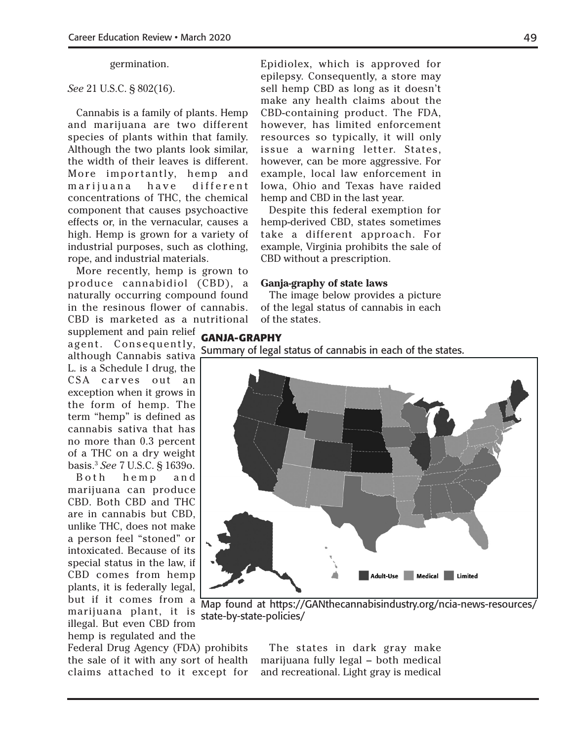germination.

*See* 21 U.S.C. § 802(16).

Cannabis is a family of plants. Hemp and marijuana are two different species of plants within that family. Although the two plants look similar, the width of their leaves is different. More importantly, hemp and marijuana have different concentrations of THC, the chemical component that causes psychoactive effects or, in the vernacular, causes a high. Hemp is grown for a variety of industrial purposes, such as clothing, rope, and industrial materials.

More recently, hemp is grown to produce cannabidiol (CBD), a naturally occurring compound found in the resinous flower of cannabis. CBD is marketed as a nutritional supplement and pain relief agent. Consequently, although Cannabis sativa L. is a Schedule I drug, the CSA carves out an exception when it grows in the form of hemp. The term "hemp" is defined as cannabis sativa that has no more than 0.3 percent of a THC on a dry weight basis.[3] *See* 7 U.S.C. § 1639o.

Both hemp and marijuana can produce CBD. Both CBD and THC are in cannabis but CBD, unlike THC, does not make a person feel "stoned" or intoxicated. Because of its special status in the law, if CBD comes from hemp plants, it is federally legal, but if it comes from a marijuana plant, it is illegal. But even CBD from hemp is regulated and the Federal Drug Agency (FDA) prohibits the sale of it with any sort of health claims attached to it except for Epidiolex, which is approved for epilepsy. Consequently, a store may sell hemp CBD as long as it doesn't make any health claims about the CBD-containing product. The FDA, however, has limited enforcement resources so typically, it will only issue a warning letter. States, however, can be more aggressive. For example, local law enforcement in Iowa, Ohio and Texas have raided hemp and CBD in the last year.

Despite this federal exemption for hemp-derived CBD, states sometimes take a different approach. For example, Virginia prohibits the sale of CBD without a prescription.

**Ganja-graphy of state laws**

The image below provides a picture of the legal status of cannabis in each of the states.

**GANJA-GRAPHY**

Summary of legal status of cannabis in each of the states.

Adult-Use | Medical | Limited

Map found at https://GANthecannabisindustry.org/ncia-news-resources/state-by-state-policies/

The states in dark gray make marijuana fully legal – both medical and recreational. Light gray is medical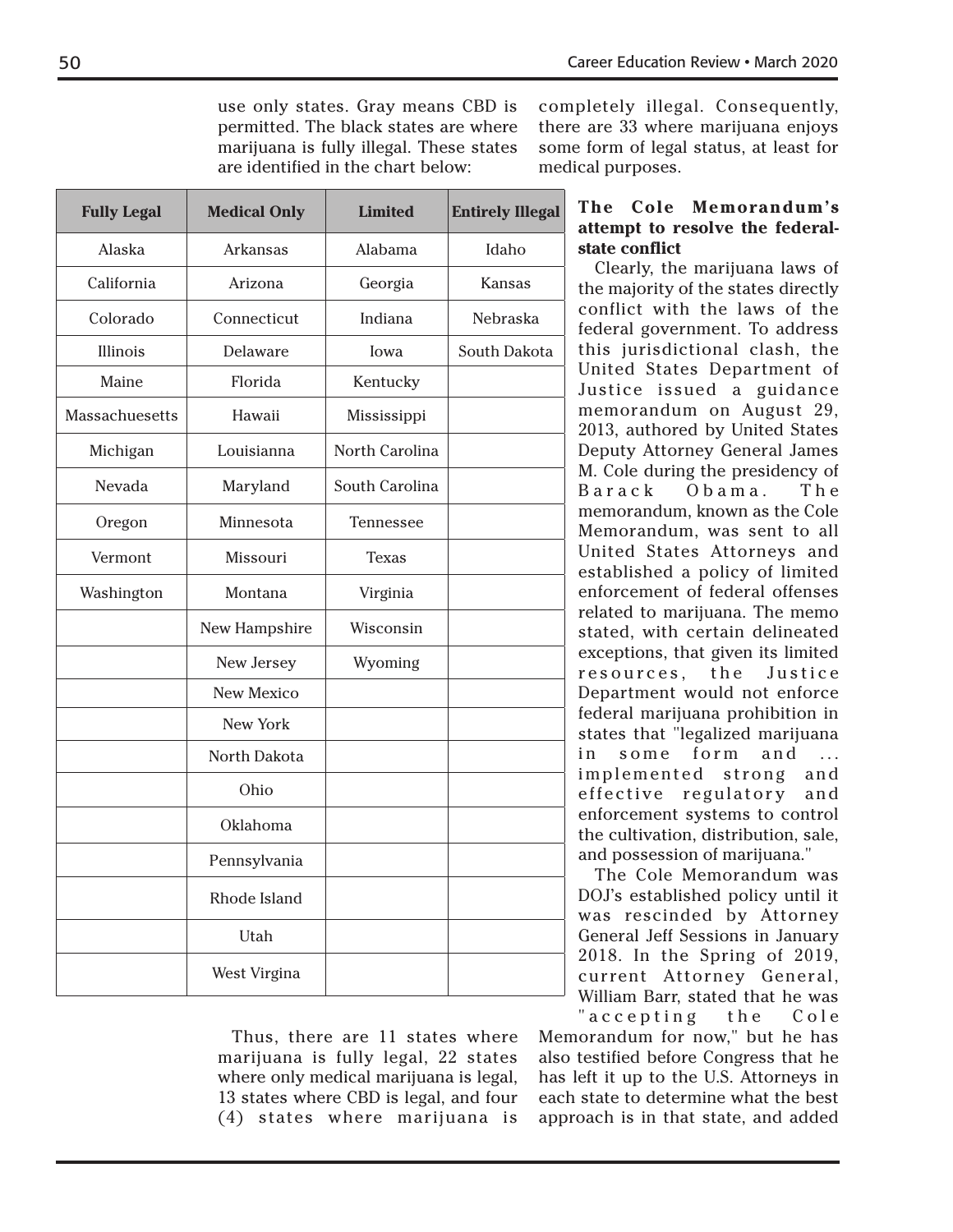use only states. Gray means CBD is permitted. The black states are where marijuana is fully illegal. These states are identified in the chart below:

| Fully Legal | Medical Only | Limited | Entirely Illegal |
|---|---|---|---|
| Alaska | Arkansas | Alabama | Idaho |
| California | Arizona | Georgia | Kansas |
| Colorado | Connecticut | Indiana | Nebraska |
| Illinois | Delaware | Iowa | South Dakota |
| Maine | Florida | Kentucky | |
| Massachuesetts | Hawaii | Mississippi | |
| Michigan | Louisianna | North Carolina | |
| Nevada | Maryland | South Carolina | |
| Oregon | Minnesota | Tennessee | |
| Vermont | Missouri | Texas | |
| Washington | Montana | Virginia | |
| | New Hampshire | Wisconsin | |
| | New Jersey | Wyoming | |
| | New Mexico | | |
| | New York | | |
| | North Dakota | | |
| | Ohio | | |
| | Oklahoma | | |
| | Pennsylvania | | |
| | Rhode Island | | |
| | Utah | | |
| | West Virgina | | |

Thus, there are 11 states where marijuana is fully legal, 22 states where only medical marijuana is legal, 13 states where CBD is legal, and four (4) states where marijuana is completely illegal. Consequently, there are 33 where marijuana enjoys some form of legal status, at least for medical purposes.

**The Cole Memorandum's attempt to resolve the federal-state conflict**

Clearly, the marijuana laws of the majority of the states directly conflict with the laws of the federal government. To address this jurisdictional clash, the United States Department of Justice issued a guidance memorandum on August 29, 2013, authored by United States Deputy Attorney General James M. Cole during the presidency of Barack Obama. The memorandum, known as the Cole Memorandum, was sent to all United States Attorneys and established a policy of limited enforcement of federal offenses related to marijuana. The memo stated, with certain delineated exceptions, that given its limited resources, the Justice Department would not enforce federal marijuana prohibition in states that "legalized marijuana in some form and ... implemented strong and effective regulatory and enforcement systems to control the cultivation, distribution, sale, and possession of marijuana."

The Cole Memorandum was DOJ's established policy until it was rescinded by Attorney General Jeff Sessions in January 2018. In the Spring of 2019, current Attorney General, William Barr, stated that he was "accepting the Cole Memorandum for now," but he has also testified before Congress that he has left it up to the U.S. Attorneys in each state to determine what the best approach is in that state, and added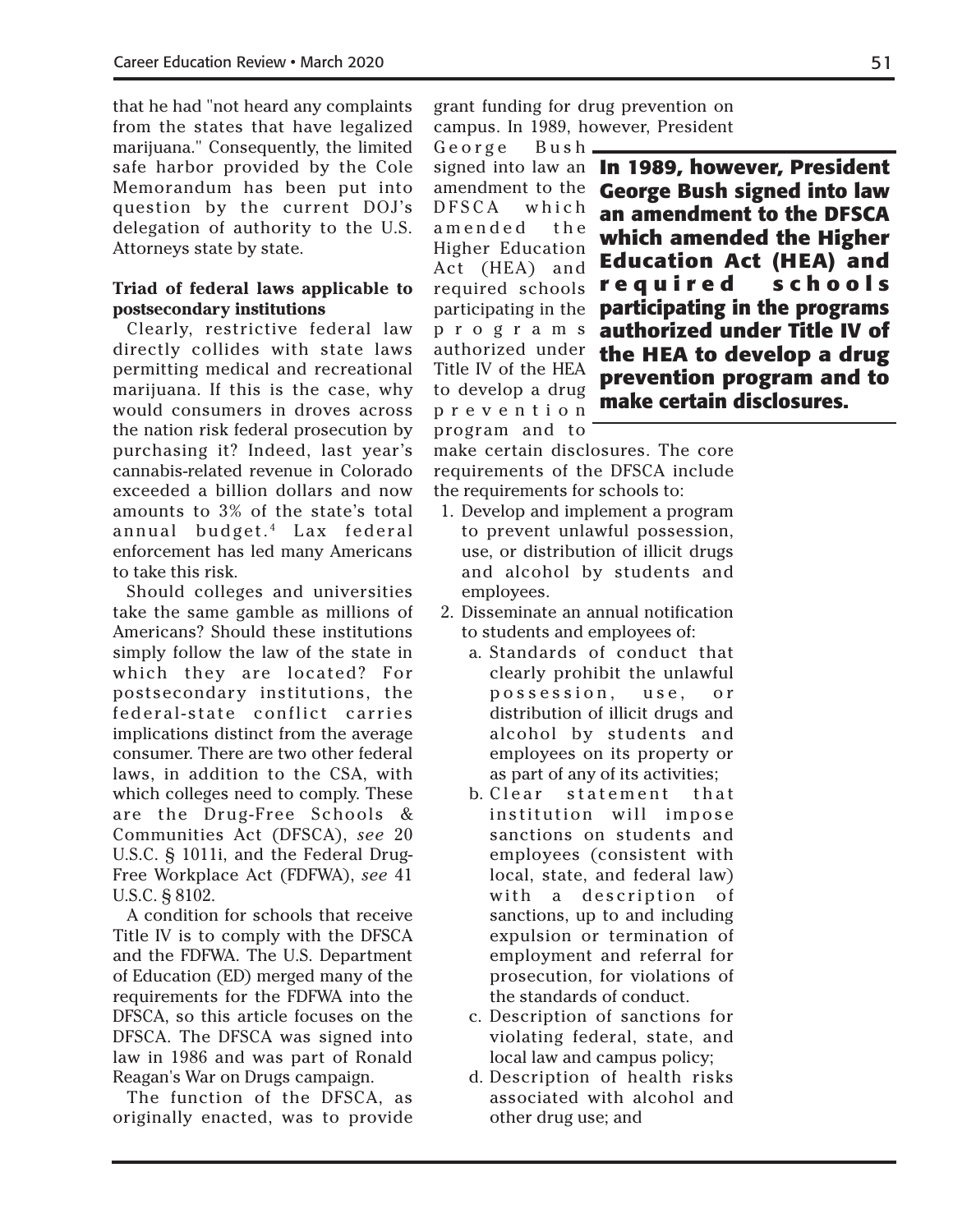that he had "not heard any complaints from the states that have legalized marijuana." Consequently, the limited safe harbor provided by the Cole Memorandum has been put into question by the current DOJ's delegation of authority to the U.S. Attorneys state by state.

**Triad of federal laws applicable to postsecondary institutions**

Clearly, restrictive federal law directly collides with state laws permitting medical and recreational marijuana. If this is the case, why would consumers in droves across the nation risk federal prosecution by purchasing it? Indeed, last year's cannabis-related revenue in Colorado exceeded a billion dollars and now amounts to 3% of the state's total annual budget.[4] Lax federal enforcement has led many Americans to take this risk.

Should colleges and universities take the same gamble as millions of Americans? Should these institutions simply follow the law of the state in which they are located? For postsecondary institutions, the federal-state conflict carries implications distinct from the average consumer. There are two other federal laws, in addition to the CSA, with which colleges need to comply. These are the Drug-Free Schools & Communities Act (DFSCA), *see* 20 U.S.C. § 1011i, and the Federal Drug-Free Workplace Act (FDFWA), *see* 41 U.S.C. § 8102.

A condition for schools that receive Title IV is to comply with the DFSCA and the FDFWA. The U.S. Department of Education (ED) merged many of the requirements for the FDFWA into the DFSCA, so this article focuses on the DFSCA. The DFSCA was signed into law in 1986 and was part of Ronald Reagan's War on Drugs campaign.

The function of the DFSCA, as originally enacted, was to provide grant funding for drug prevention on campus. In 1989, however, President George Bush signed into law an amendment to the DFSCA which amended the Higher Education Act (HEA) and required schools participating in the programs authorized under Title IV of the HEA to develop a drug prevention program and to make certain disclosures. The core requirements of the DFSCA include the requirements for schools to:

> **In 1989, however, President George Bush signed into law an amendment to the DFSCA which amended the Higher Education Act (HEA) and required schools participating in the programs authorized under Title IV of the HEA to develop a drug prevention program and to make certain disclosures.**

1. Develop and implement a program to prevent unlawful possession, use, or distribution of illicit drugs and alcohol by students and employees.
2. Disseminate an annual notification to students and employees of:
   a. Standards of conduct that clearly prohibit the unlawful possession, use, or distribution of illicit drugs and alcohol by students and employees on its property or as part of any of its activities;
   b. Clear statement that institution will impose sanctions on students and employees (consistent with local, state, and federal law) with a description of sanctions, up to and including expulsion or termination of employment and referral for prosecution, for violations of the standards of conduct.
   c. Description of sanctions for violating federal, state, and local law and campus policy;
   d. Description of health risks associated with alcohol and other drug use; and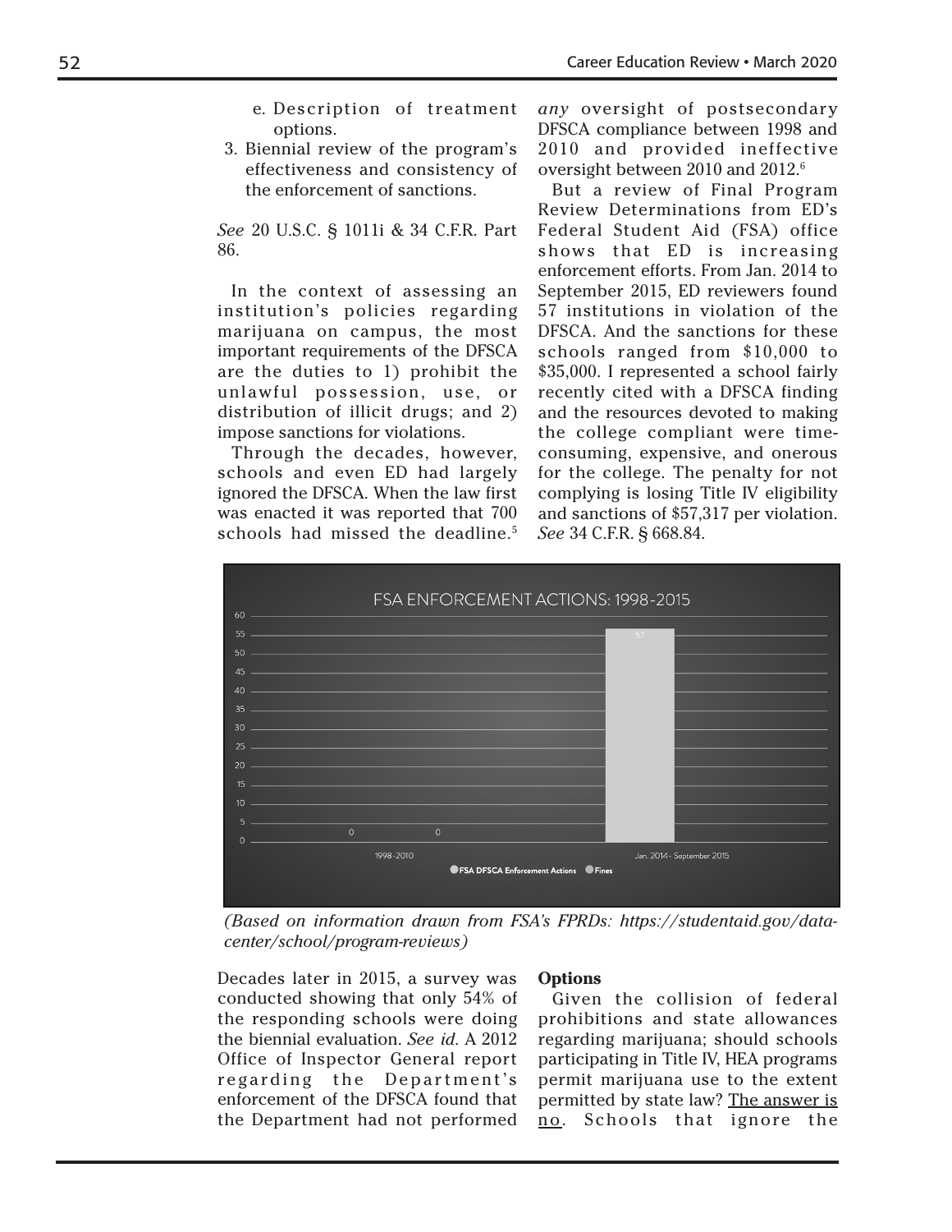e. Description of treatment options.
3. Biennial review of the program's effectiveness and consistency of the enforcement of sanctions.

*See* 20 U.S.C. § 1011i & 34 C.F.R. Part 86.

In the context of assessing an institution's policies regarding marijuana on campus, the most important requirements of the DFSCA are the duties to 1) prohibit the unlawful possession, use, or distribution of illicit drugs; and 2) impose sanctions for violations.

Through the decades, however, schools and even ED had largely ignored the DFSCA. When the law first was enacted it was reported that 700 schools had missed the deadline.[5] *any* oversight of postsecondary DFSCA compliance between 1998 and 2010 and provided ineffective oversight between 2010 and 2012.[6]

But a review of Final Program Review Determinations from ED's Federal Student Aid (FSA) office shows that ED is increasing enforcement efforts. From Jan. 2014 to September 2015, ED reviewers found 57 institutions in violation of the DFSCA. And the sanctions for these schools ranged from $10,000 to $35,000. I represented a school fairly recently cited with a DFSCA finding and the resources devoted to making the college compliant were time-consuming, expensive, and onerous for the college. The penalty for not complying is losing Title IV eligibility and sanctions of $57,317 per violation. *See* 34 C.F.R. § 668.84.

FSA ENFORCEMENT ACTIONS: 1998-2015

*(Based on information drawn from FSA's FPRDs: https://studentaid.gov/data-center/school/program-reviews)*

Decades later in 2015, a survey was conducted showing that only 54% of the responding schools were doing the biennial evaluation. *See id*. A 2012 Office of Inspector General report regarding the Department's enforcement of the DFSCA found that the Department had not performed

**Options**

Given the collision of federal prohibitions and state allowances regarding marijuana; should schools participating in Title IV, HEA programs permit marijuana use to the extent permitted by state law? The answer is no. Schools that ignore the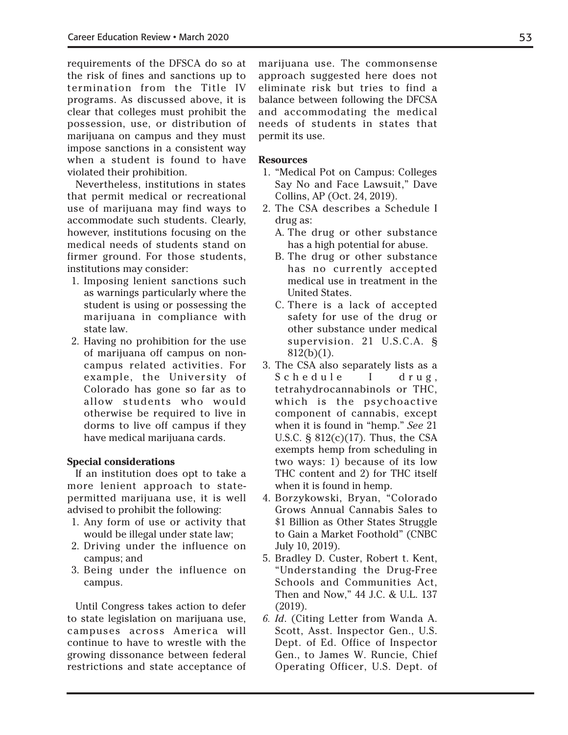requirements of the DFSCA do so at the risk of fines and sanctions up to termination from the Title IV programs. As discussed above, it is clear that colleges must prohibit the possession, use, or distribution of marijuana on campus and they must impose sanctions in a consistent way when a student is found to have violated their prohibition.

Nevertheless, institutions in states that permit medical or recreational use of marijuana may find ways to accommodate such students. Clearly, however, institutions focusing on the medical needs of students stand on firmer ground. For those students, institutions may consider:

1. Imposing lenient sanctions such as warnings particularly where the student is using or possessing the marijuana in compliance with state law.
2. Having no prohibition for the use of marijuana off campus on non-campus related activities. For example, the University of Colorado has gone so far as to allow students who would otherwise be required to live in dorms to live off campus if they have medical marijuana cards.

**Special considerations**

If an institution does opt to take a more lenient approach to state-permitted marijuana use, it is well advised to prohibit the following:

1. Any form of use or activity that would be illegal under state law;
2. Driving under the influence on campus; and
3. Being under the influence on campus.

Until Congress takes action to defer to state legislation on marijuana use, campuses across America will continue to have to wrestle with the growing dissonance between federal restrictions and state acceptance of marijuana use. The commonsense approach suggested here does not eliminate risk but tries to find a balance between following the DFCSA and accommodating the medical needs of students in states that permit its use.

**Resources**

1. "Medical Pot on Campus: Colleges Say No and Face Lawsuit," Dave Collins, AP (Oct. 24, 2019).
2. The CSA describes a Schedule I drug as:
   A. The drug or other substance has a high potential for abuse.
   B. The drug or other substance has no currently accepted medical use in treatment in the United States.
   C. There is a lack of accepted safety for use of the drug or other substance under medical supervision. 21 U.S.C.A. § 812(b)(1).
3. The CSA also separately lists as a Schedule I drug, tetrahydrocannabinols or THC, which is the psychoactive component of cannabis, except when it is found in "hemp." *See* 21 U.S.C. § 812(c)(17). Thus, the CSA exempts hemp from scheduling in two ways: 1) because of its low THC content and 2) for THC itself when it is found in hemp.
4. Borzykowski, Bryan, "Colorado Grows Annual Cannabis Sales to $1 Billion as Other States Struggle to Gain a Market Foothold" (CNBC July 10, 2019).
5. Bradley D. Custer, Robert t. Kent, "Understanding the Drug-Free Schools and Communities Act, Then and Now," 44 J.C. & U.L. 137 (2019).
6. *Id*. (Citing Letter from Wanda A. Scott, Asst. Inspector Gen., U.S. Dept. of Ed. Office of Inspector Gen., to James W. Runcie, Chief Operating Officer, U.S. Dept. of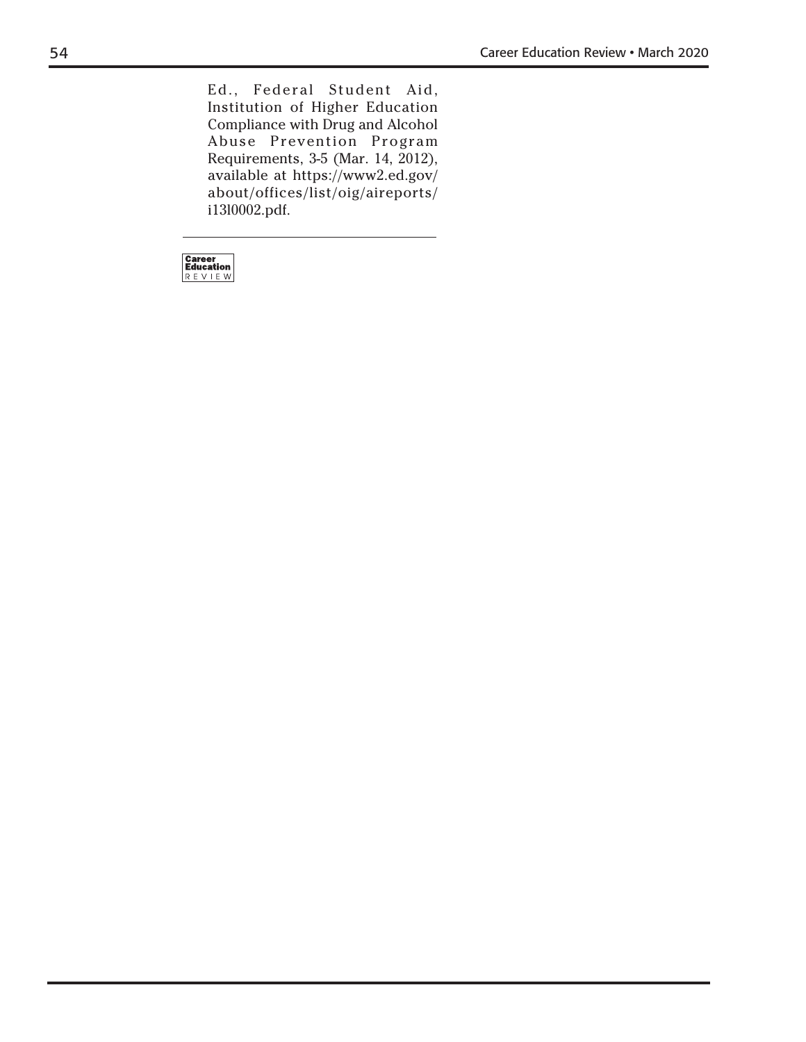Ed., Federal Student Aid, Institution of Higher Education Compliance with Drug and Alcohol Abuse Prevention Program Requirements, 3-5 (Mar. 14, 2012), available at https://www2.ed.gov/about/offices/list/oig/aireports/i13l0002.pdf.

---

Career Education REVIEW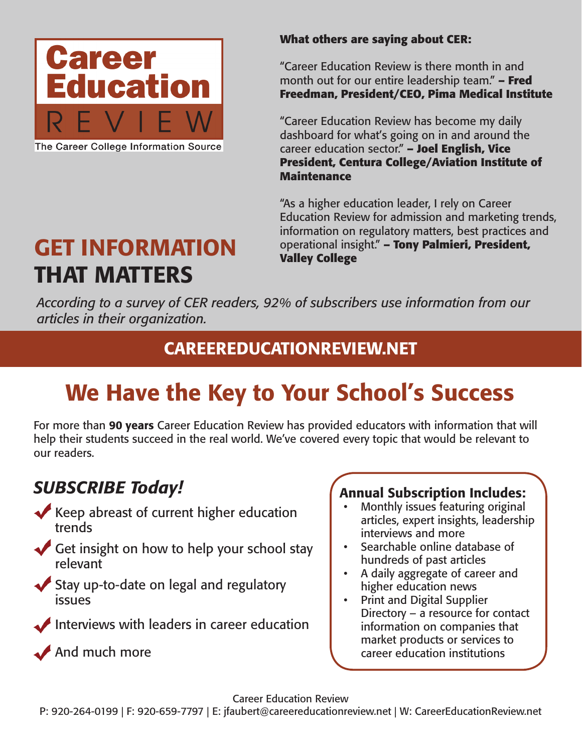# Career Education REVIEW

The Career College Information Source

**What others are saying about CER:**

"Career Education Review is there month in and month out for our entire leadership team." **– Fred Freedman, President/CEO, Pima Medical Institute**

"Career Education Review has become my daily dashboard for what's going on in and around the career education sector." **– Joel English, Vice President, Centura College/Aviation Institute of Maintenance**

"As a higher education leader, I rely on Career Education Review for admission and marketing trends, information on regulatory matters, best practices and operational insight." **– Tony Palmieri, President, Valley College**

## GET INFORMATION THAT MATTERS

*According to a survey of CER readers, 92% of subscribers use information from our articles in their organization.*

**CAREEREDUCATIONREVIEW.NET**

# We Have the Key to Your School's Success

For more than **90 years** Career Education Review has provided educators with information that will help their students succeed in the real world. We've covered every topic that would be relevant to our readers.

## *SUBSCRIBE Today!*

- ✔ Keep abreast of current higher education trends
- ✔ Get insight on how to help your school stay relevant
- ✔ Stay up-to-date on legal and regulatory issues
- ✔ Interviews with leaders in career education
- ✔ And much more

### Annual Subscription Includes:

- Monthly issues featuring original articles, expert insights, leadership interviews and more
- Searchable online database of hundreds of past articles
- A daily aggregate of career and higher education news
- Print and Digital Supplier Directory – a resource for contact information on companies that market products or services to career education institutions

Career Education Review

P: 920-264-0199 | F: 920-659-7797 | E: jfaubert@careereducationreview.net | W: CareerEducationReview.net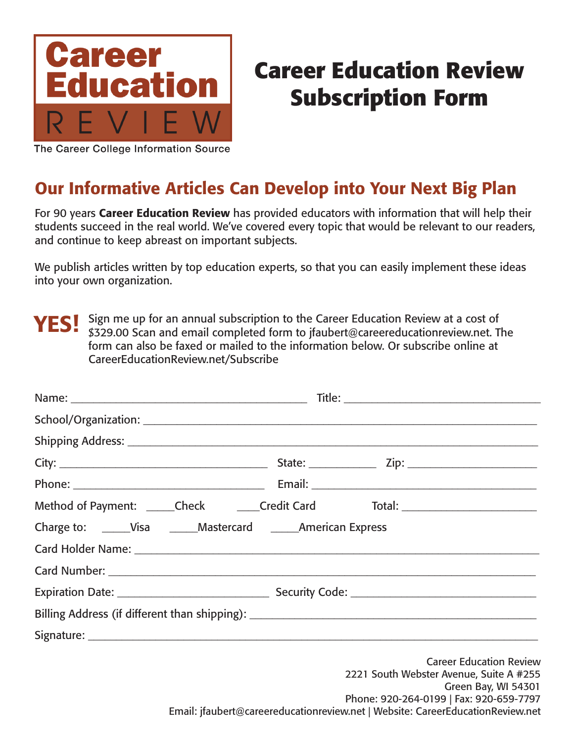Career Education REVIEW

The Career College Information Source

# Career Education Review Subscription Form

## Our Informative Articles Can Develop into Your Next Big Plan

For 90 years **Career Education Review** has provided educators with information that will help their students succeed in the real world. We've covered every topic that would be relevant to our readers, and continue to keep abreast on important subjects.

We publish articles written by top education experts, so that you can easily implement these ideas into your own organization.

**YES!** Sign me up for an annual subscription to the Career Education Review at a cost of $329.00 Scan and email completed form to jfaubert@careereducationreview.net. The form can also be faxed or mailed to the information below. Or subscribe online at CareerEducationReview.net/Subscribe

Name: ________________________________ Title: ____________________________

School/Organization: ______________________________________________________

Shipping Address: ________________________________________________________

City: ____________________________ State: __________ Zip: __________________

Phone: ___________________________ Email: ___________________________________

Method of Payment: _____Check _____Credit Card Total: ____________________

Charge to: _____Visa _____Mastercard _____American Express

Card Holder Name: ________________________________________________________

Card Number: ____________________________________________________________

Expiration Date: _______________________ Security Code: _______________________

Billing Address (if different than shipping): ____________________________________

Signature: _______________________________________________________________

Career Education Review
2221 South Webster Avenue, Suite A #255
Green Bay, WI 54301
Phone: 920-264-0199 | Fax: 920-659-7797
Email: jfaubert@careereducationreview.net | Website: CareerEducationReview.net